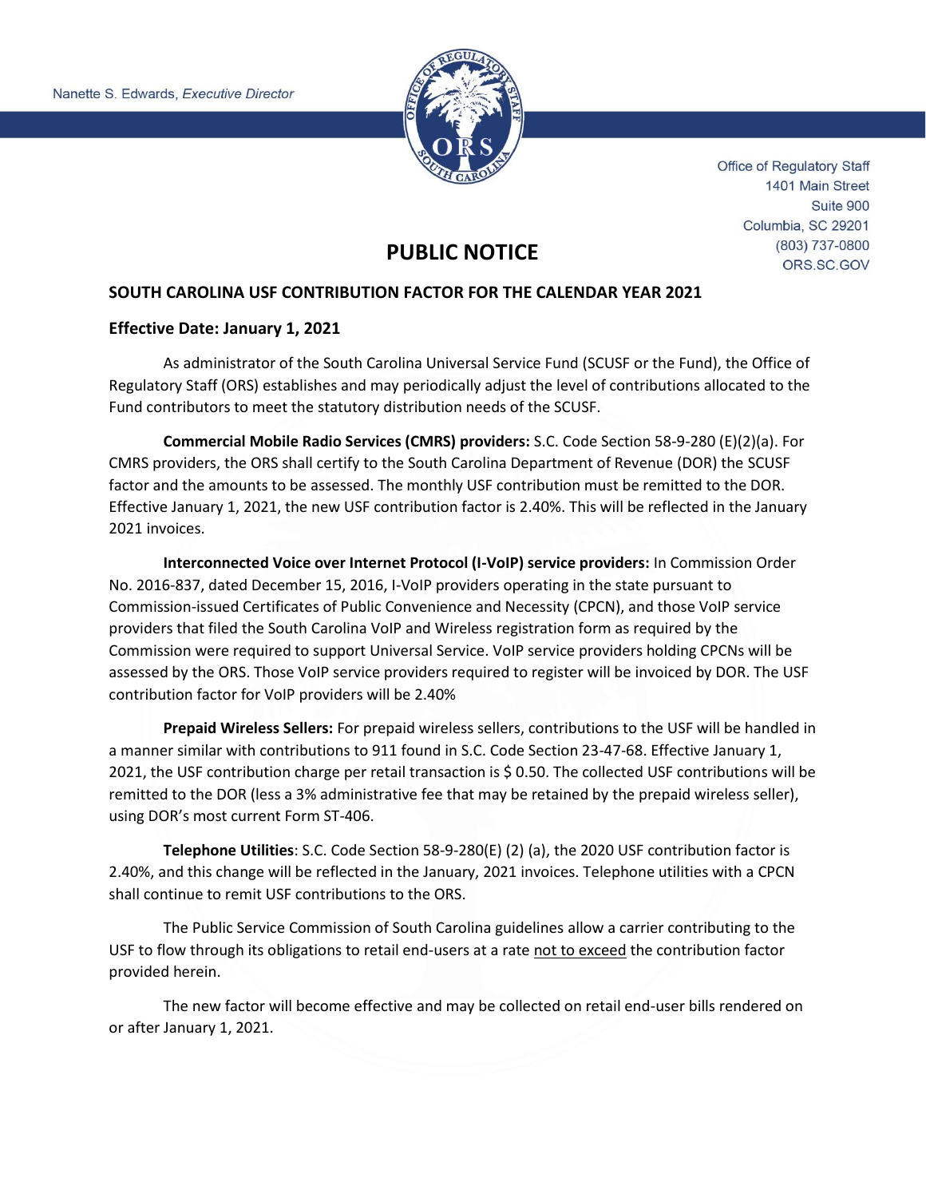Nanette S. Edwards, *Executive Director*

Office of Regulatory Staff
1401 Main Street
Suite 900
Columbia, SC 29201
(803) 737-0800
ORS.SC.GOV

# PUBLIC NOTICE

## SOUTH CAROLINA USF CONTRIBUTION FACTOR FOR THE CALENDAR YEAR 2021

### Effective Date: January 1, 2021

As administrator of the South Carolina Universal Service Fund (SCUSF or the Fund), the Office of Regulatory Staff (ORS) establishes and may periodically adjust the level of contributions allocated to the Fund contributors to meet the statutory distribution needs of the SCUSF.

**Commercial Mobile Radio Services (CMRS) providers:** S.C. Code Section 58-9-280 (E)(2)(a). For CMRS providers, the ORS shall certify to the South Carolina Department of Revenue (DOR) the SCUSF factor and the amounts to be assessed. The monthly USF contribution must be remitted to the DOR. Effective January 1, 2021, the new USF contribution factor is 2.40%. This will be reflected in the January 2021 invoices.

**Interconnected Voice over Internet Protocol (I-VoIP) service providers:** In Commission Order No. 2016-837, dated December 15, 2016, I-VoIP providers operating in the state pursuant to Commission-issued Certificates of Public Convenience and Necessity (CPCN), and those VoIP service providers that filed the South Carolina VoIP and Wireless registration form as required by the Commission were required to support Universal Service. VoIP service providers holding CPCNs will be assessed by the ORS. Those VoIP service providers required to register will be invoiced by DOR. The USF contribution factor for VoIP providers will be 2.40%

**Prepaid Wireless Sellers:** For prepaid wireless sellers, contributions to the USF will be handled in a manner similar with contributions to 911 found in S.C. Code Section 23-47-68. Effective January 1, 2021, the USF contribution charge per retail transaction is $ 0.50. The collected USF contributions will be remitted to the DOR (less a 3% administrative fee that may be retained by the prepaid wireless seller), using DOR's most current Form ST-406.

**Telephone Utilities**: S.C. Code Section 58-9-280(E) (2) (a), the 2020 USF contribution factor is 2.40%, and this change will be reflected in the January, 2021 invoices. Telephone utilities with a CPCN shall continue to remit USF contributions to the ORS.

The Public Service Commission of South Carolina guidelines allow a carrier contributing to the USF to flow through its obligations to retail end-users at a rate <u>not to exceed</u> the contribution factor provided herein.

The new factor will become effective and may be collected on retail end-user bills rendered on or after January 1, 2021.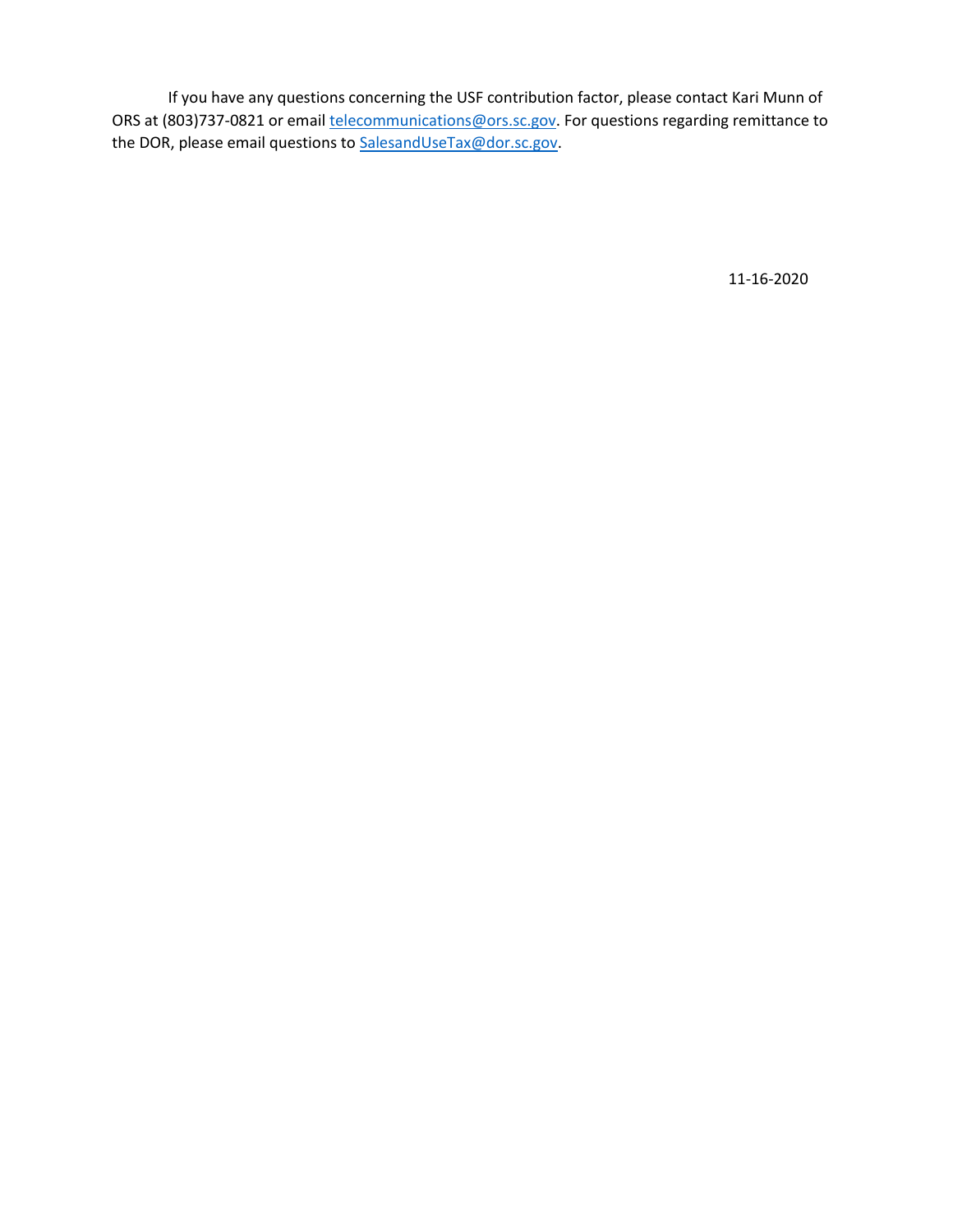If you have any questions concerning the USF contribution factor, please contact Kari Munn of ORS at (803)737-0821 or email telecommunications@ors.sc.gov. For questions regarding remittance to the DOR, please email questions to SalesandUseTax@dor.sc.gov.

11-16-2020